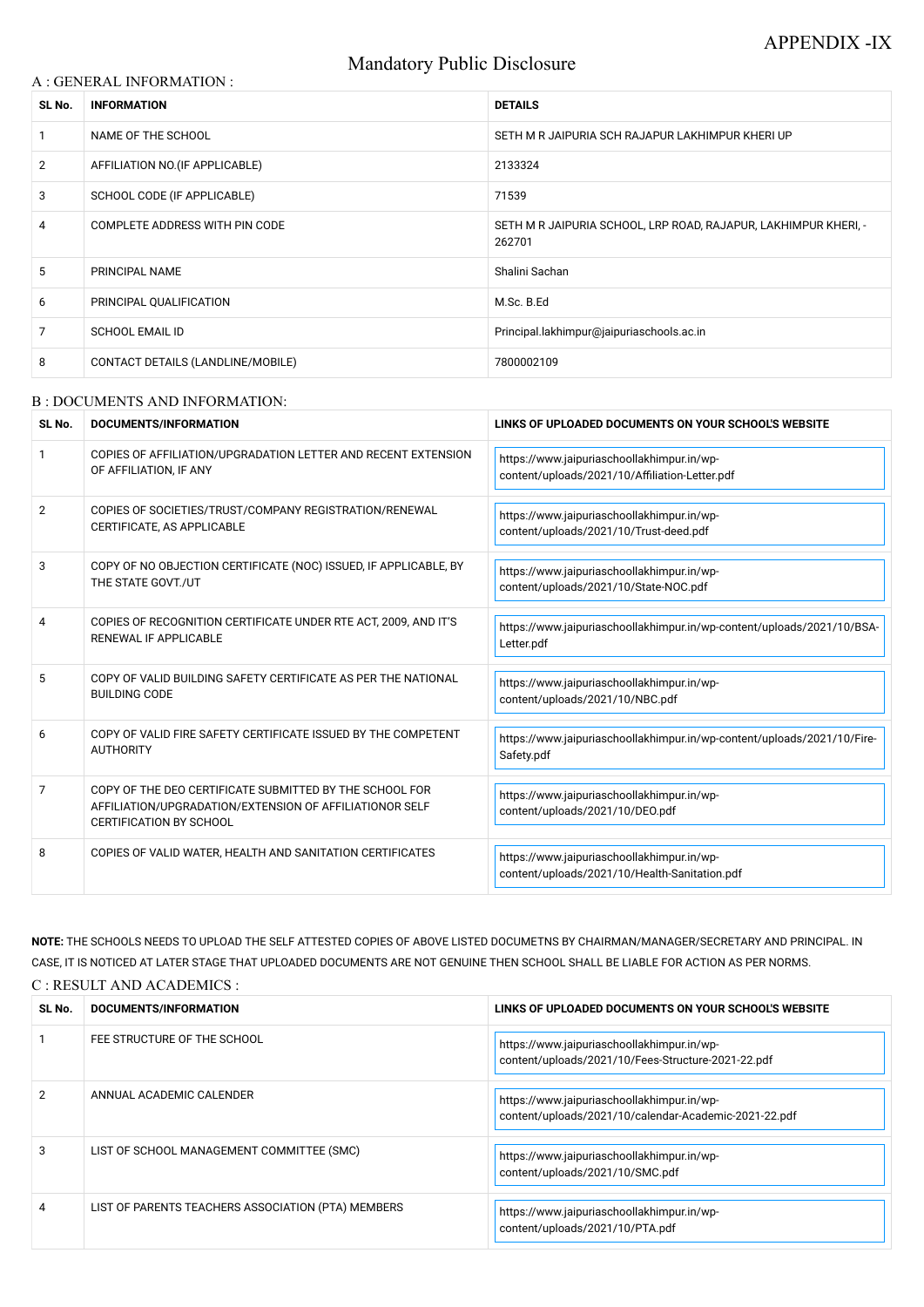APPENDIX -IX

# Mandatory Public Disclosure

## A : GENERAL INFORMATION :

| SL No. | INFORMATION | DETAILS |
| --- | --- | --- |
| 1 | NAME OF THE SCHOOL | SETH M R JAIPURIA SCH RAJAPUR LAKHIMPUR KHERI UP |
| 2 | AFFILIATION NO.(IF APPLICABLE) | 2133324 |
| 3 | SCHOOL CODE (IF APPLICABLE) | 71539 |
| 4 | COMPLETE ADDRESS WITH PIN CODE | SETH M R JAIPURIA SCHOOL, LRP ROAD, RAJAPUR, LAKHIMPUR KHERI, - 262701 |
| 5 | PRINCIPAL NAME | Shalini Sachan |
| 6 | PRINCIPAL QUALIFICATION | M.Sc. B.Ed |
| 7 | SCHOOL EMAIL ID | Principal.lakhimpur@jaipuriaschools.ac.in |
| 8 | CONTACT DETAILS (LANDLINE/MOBILE) | 7800002109 |

## B : DOCUMENTS AND INFORMATION:

| SL No. | DOCUMENTS/INFORMATION | LINKS OF UPLOADED DOCUMENTS ON YOUR SCHOOL'S WEBSITE |
| --- | --- | --- |
| 1 | COPIES OF AFFILIATION/UPGRADATION LETTER AND RECENT EXTENSION OF AFFILIATION, IF ANY | https://www.jaipuriaschoollakhimpur.in/wp-content/uploads/2021/10/Affiliation-Letter.pdf |
| 2 | COPIES OF SOCIETIES/TRUST/COMPANY REGISTRATION/RENEWAL CERTIFICATE, AS APPLICABLE | https://www.jaipuriaschoollakhimpur.in/wp-content/uploads/2021/10/Trust-deed.pdf |
| 3 | COPY OF NO OBJECTION CERTIFICATE (NOC) ISSUED, IF APPLICABLE, BY THE STATE GOVT./UT | https://www.jaipuriaschoollakhimpur.in/wp-content/uploads/2021/10/State-NOC.pdf |
| 4 | COPIES OF RECOGNITION CERTIFICATE UNDER RTE ACT, 2009, AND IT'S RENEWAL IF APPLICABLE | https://www.jaipuriaschoollakhimpur.in/wp-content/uploads/2021/10/BSA-Letter.pdf |
| 5 | COPY OF VALID BUILDING SAFETY CERTIFICATE AS PER THE NATIONAL BUILDING CODE | https://www.jaipuriaschoollakhimpur.in/wp-content/uploads/2021/10/NBC.pdf |
| 6 | COPY OF VALID FIRE SAFETY CERTIFICATE ISSUED BY THE COMPETENT AUTHORITY | https://www.jaipuriaschoollakhimpur.in/wp-content/uploads/2021/10/Fire-Safety.pdf |
| 7 | COPY OF THE DEO CERTIFICATE SUBMITTED BY THE SCHOOL FOR AFFILIATION/UPGRADATION/EXTENSION OF AFFILIATIONOR SELF CERTIFICATION BY SCHOOL | https://www.jaipuriaschoollakhimpur.in/wp-content/uploads/2021/10/DEO.pdf |
| 8 | COPIES OF VALID WATER, HEALTH AND SANITATION CERTIFICATES | https://www.jaipuriaschoollakhimpur.in/wp-content/uploads/2021/10/Health-Sanitation.pdf |

**NOTE:** THE SCHOOLS NEEDS TO UPLOAD THE SELF ATTESTED COPIES OF ABOVE LISTED DOCUMETNS BY CHAIRMAN/MANAGER/SECRETARY AND PRINCIPAL. IN CASE, IT IS NOTICED AT LATER STAGE THAT UPLOADED DOCUMENTS ARE NOT GENUINE THEN SCHOOL SHALL BE LIABLE FOR ACTION AS PER NORMS.

## C : RESULT AND ACADEMICS :

| SL No. | DOCUMENTS/INFORMATION | LINKS OF UPLOADED DOCUMENTS ON YOUR SCHOOL'S WEBSITE |
| --- | --- | --- |
| 1 | FEE STRUCTURE OF THE SCHOOL | https://www.jaipuriaschoollakhimpur.in/wp-content/uploads/2021/10/Fees-Structure-2021-22.pdf |
| 2 | ANNUAL ACADEMIC CALENDER | https://www.jaipuriaschoollakhimpur.in/wp-content/uploads/2021/10/calendar-Academic-2021-22.pdf |
| 3 | LIST OF SCHOOL MANAGEMENT COMMITTEE (SMC) | https://www.jaipuriaschoollakhimpur.in/wp-content/uploads/2021/10/SMC.pdf |
| 4 | LIST OF PARENTS TEACHERS ASSOCIATION (PTA) MEMBERS | https://www.jaipuriaschoollakhimpur.in/wp-content/uploads/2021/10/PTA.pdf |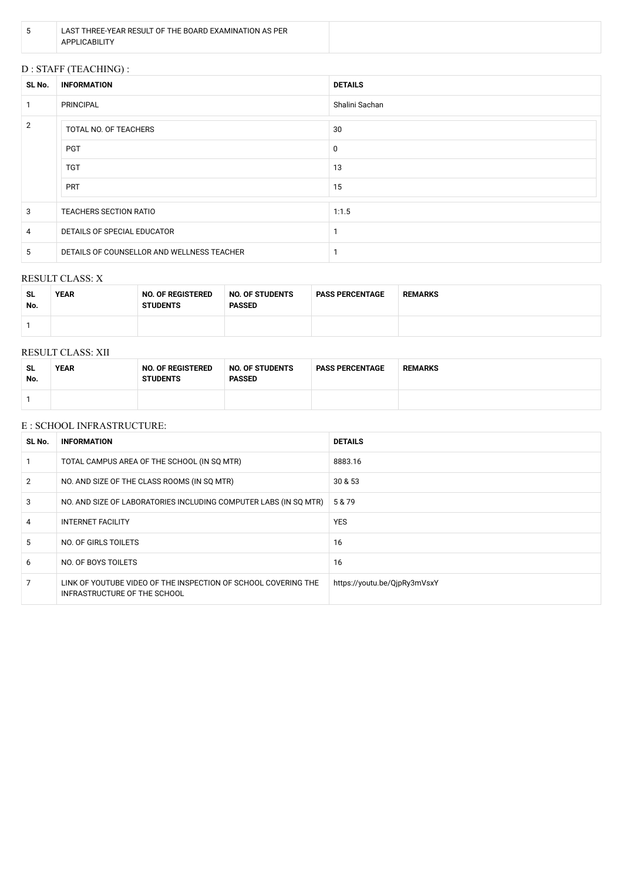| | | |
|---|---|---|
| 5 | LAST THREE-YEAR RESULT OF THE BOARD EXAMINATION AS PER APPLICABILITY | |

## D : STAFF (TEACHING) :

| SL No. | INFORMATION | DETAILS |
|---|---|---|
| 1 | PRINCIPAL | Shalini Sachan |
| 2 | TOTAL NO. OF TEACHERS | 30 |
| | PGT | 0 |
| | TGT | 13 |
| | PRT | 15 |
| 3 | TEACHERS SECTION RATIO | 1:1.5 |
| 4 | DETAILS OF SPECIAL EDUCATOR | 1 |
| 5 | DETAILS OF COUNSELLOR AND WELLNESS TEACHER | 1 |

## RESULT CLASS: X

| SL No. | YEAR | NO. OF REGISTERED STUDENTS | NO. OF STUDENTS PASSED | PASS PERCENTAGE | REMARKS |
|---|---|---|---|---|---|
| 1 | | | | | |

## RESULT CLASS: XII

| SL No. | YEAR | NO. OF REGISTERED STUDENTS | NO. OF STUDENTS PASSED | PASS PERCENTAGE | REMARKS |
|---|---|---|---|---|---|
| 1 | | | | | |

## E : SCHOOL INFRASTRUCTURE:

| SL No. | INFORMATION | DETAILS |
|---|---|---|
| 1 | TOTAL CAMPUS AREA OF THE SCHOOL (IN SQ MTR) | 8883.16 |
| 2 | NO. AND SIZE OF THE CLASS ROOMS (IN SQ MTR) | 30 & 53 |
| 3 | NO. AND SIZE OF LABORATORIES INCLUDING COMPUTER LABS (IN SQ MTR) | 5 & 79 |
| 4 | INTERNET FACILITY | YES |
| 5 | NO. OF GIRLS TOILETS | 16 |
| 6 | NO. OF BOYS TOILETS | 16 |
| 7 | LINK OF YOUTUBE VIDEO OF THE INSPECTION OF SCHOOL COVERING THE INFRASTRUCTURE OF THE SCHOOL | https://youtu.be/QjpRy3mVsxY |